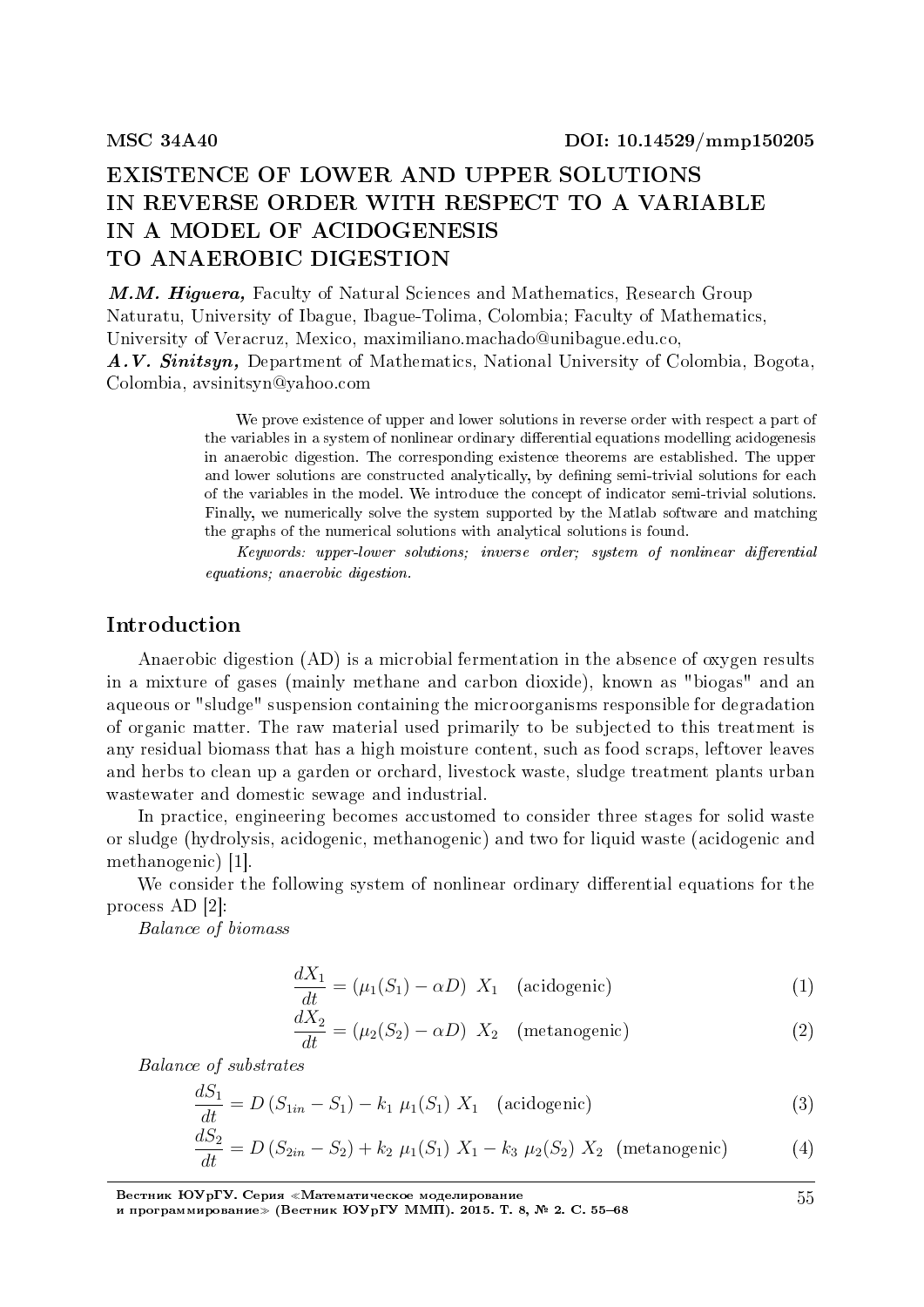MSC 34A40 DOI: 10.14529/mmp150205

# EXISTENCE OF LOWER AND UPPER SOLUTIONS IN REVERSE ORDER WITH RESPECT TO A VARIABLE IN A MODEL OF ACIDOGENESIS TO ANAEROBIC DIGESTION

***M.M. Higuera,*** Faculty of Natural Sciences and Mathematics, Research Group Naturatu, University of Ibague, Ibague-Tolima, Colombia; Faculty of Mathematics, University of Veracruz, Mexico, maximiliano.machado@unibague.edu.co,
***A.V. Sinitsyn,*** Department of Mathematics, National University of Colombia, Bogota, Colombia, avsinitsyn@yahoo.com

We prove existence of upper and lower solutions in reverse order with respect a part of the variables in a system of nonlinear ordinary differential equations modelling acidogenesis in anaerobic digestion. The corresponding existence theorems are established. The upper and lower solutions are constructed analytically, by defining semi-trivial solutions for each of the variables in the model. We introduce the concept of indicator semi-trivial solutions. Finally, we numerically solve the system supported by the Matlab software and matching the graphs of the numerical solutions with analytical solutions is found.

*Keywords: upper-lower solutions; inverse order; system of nonlinear differential equations; anaerobic digestion.*

## Introduction

Anaerobic digestion (AD) is a microbial fermentation in the absence of oxygen results in a mixture of gases (mainly methane and carbon dioxide), known as "biogas" and an aqueous or "sludge" suspension containing the microorganisms responsible for degradation of organic matter. The raw material used primarily to be subjected to this treatment is any residual biomass that has a high moisture content, such as food scraps, leftover leaves and herbs to clean up a garden or orchard, livestock waste, sludge treatment plants urban wastewater and domestic sewage and industrial.

In practice, engineering becomes accustomed to consider three stages for solid waste or sludge (hydrolysis, acidogenic, methanogenic) and two for liquid waste (acidogenic and methanogenic) [1].

We consider the following system of nonlinear ordinary differential equations for the process AD [2]:

*Balance of biomass*

$$\frac{dX_1}{dt} = (\mu_1(S_1) - \alpha D)\ X_1 \quad \text{(acidogenic)} \tag{1}$$

$$\frac{dX_2}{dt} = (\mu_2(S_2) - \alpha D)\ X_2 \quad \text{(metanogenic)} \tag{2}$$

*Balance of substrates*

$$\frac{dS_1}{dt} = D\,(S_{1in} - S_1) - k_1\ \mu_1(S_1)\ X_1 \quad \text{(acidogenic)} \tag{3}$$

$$\frac{dS_2}{dt} = D\,(S_{2in} - S_2) + k_2\ \mu_1(S_1)\ X_1 - k_3\ \mu_2(S_2)\ X_2 \quad \text{(metanogenic)} \tag{4}$$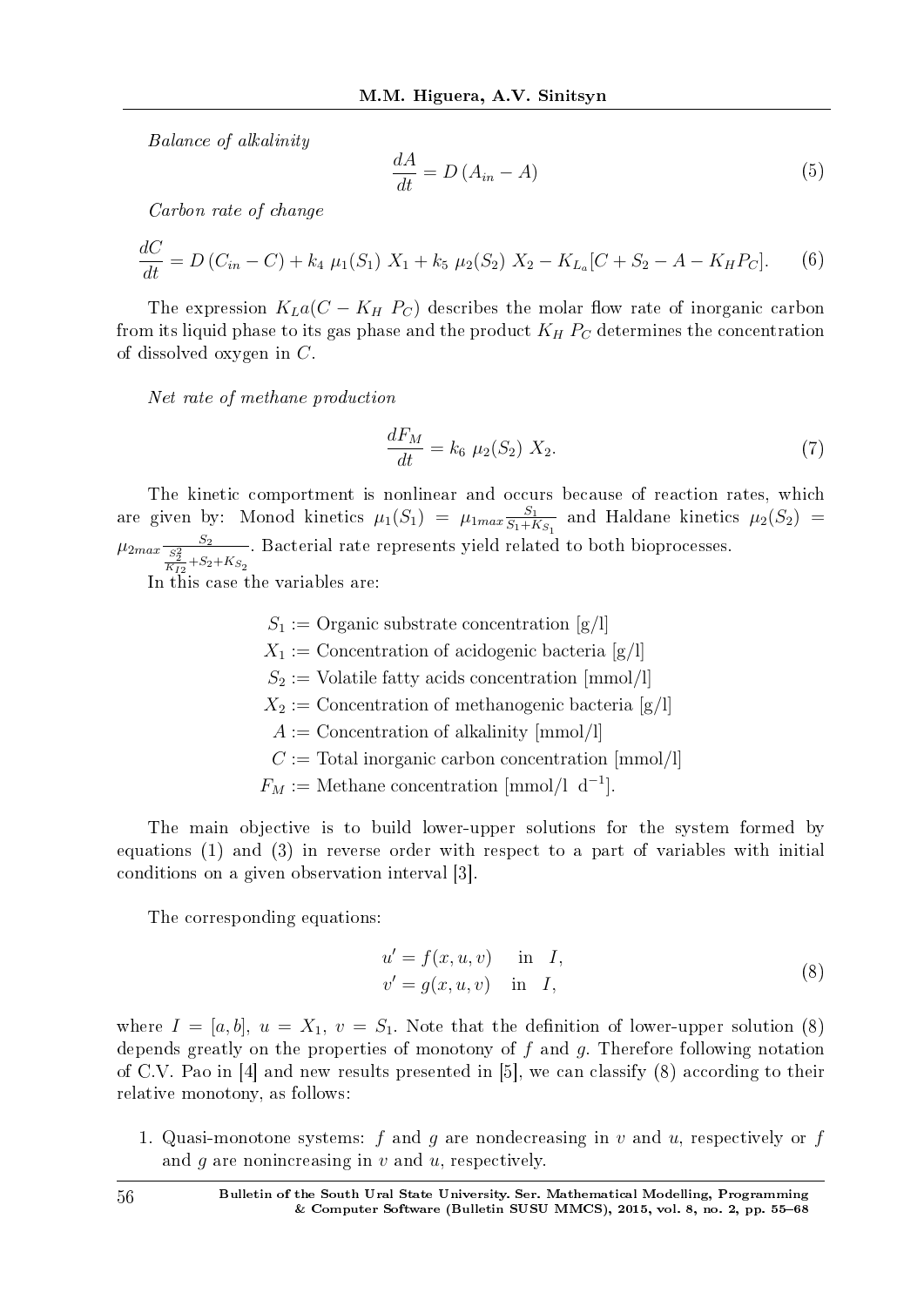*Balance of alkalinity*

$$\frac{dA}{dt} = D\,(A_{in} - A) \tag{5}$$

*Carbon rate of change*

$$\frac{dC}{dt} = D\,(C_{in} - C) + k_4\ \mu_1(S_1)\ X_1 + k_5\ \mu_2(S_2)\ X_2 - K_{L_a}[C + S_2 - A - K_H P_C]. \tag{6}$$

The expression $K_L a(C - K_H\ P_C)$ describes the molar flow rate of inorganic carbon from its liquid phase to its gas phase and the product $K_H\ P_C$ determines the concentration of dissolved oxygen in $C$.

*Net rate of methane production*

$$\frac{dF_M}{dt} = k_6\ \mu_2(S_2)\ X_2. \tag{7}$$

The kinetic comportment is nonlinear and occurs because of reaction rates, which are given by: Monod kinetics $\mu_1(S_1) = \mu_{1max}\frac{S_1}{S_1 + K_{S_1}}$ and Haldane kinetics $\mu_2(S_2) = \mu_{2max}\frac{S_2}{\frac{S_2^2}{K_{I2}} + S_2 + K_{S_2}}$. Bacterial rate represents yield related to both bioprocesses.

In this case the variables are:

$S_1 :=$ Organic substrate concentration [g/l]
$X_1 :=$ Concentration of acidogenic bacteria [g/l]
$S_2 :=$ Volatile fatty acids concentration [mmol/l]
$X_2 :=$ Concentration of methanogenic bacteria [g/l]
$A :=$ Concentration of alkalinity [mmol/l]
$C :=$ Total inorganic carbon concentration [mmol/l]
$F_M :=$ Methane concentration [mmol/l $d^{-1}$].

The main objective is to build lower-upper solutions for the system formed by equations (1) and (3) in reverse order with respect to a part of variables with initial conditions on a given observation interval [3].

The corresponding equations:

$$\begin{aligned} u' &= f(x, u, v) \quad \text{in} \quad I, \\ v' &= g(x, u, v) \quad \text{in} \quad I, \end{aligned} \tag{8}$$

where $I = [a, b]$, $u = X_1$, $v = S_1$. Note that the definition of lower-upper solution (8) depends greatly on the properties of monotony of $f$ and $g$. Therefore following notation of C.V. Pao in [4] and new results presented in [5], we can classify (8) according to their relative monotony, as follows:

1. Quasi-monotone systems: $f$ and $g$ are nondecreasing in $v$ and $u$, respectively or $f$ and $g$ are nonincreasing in $v$ and $u$, respectively.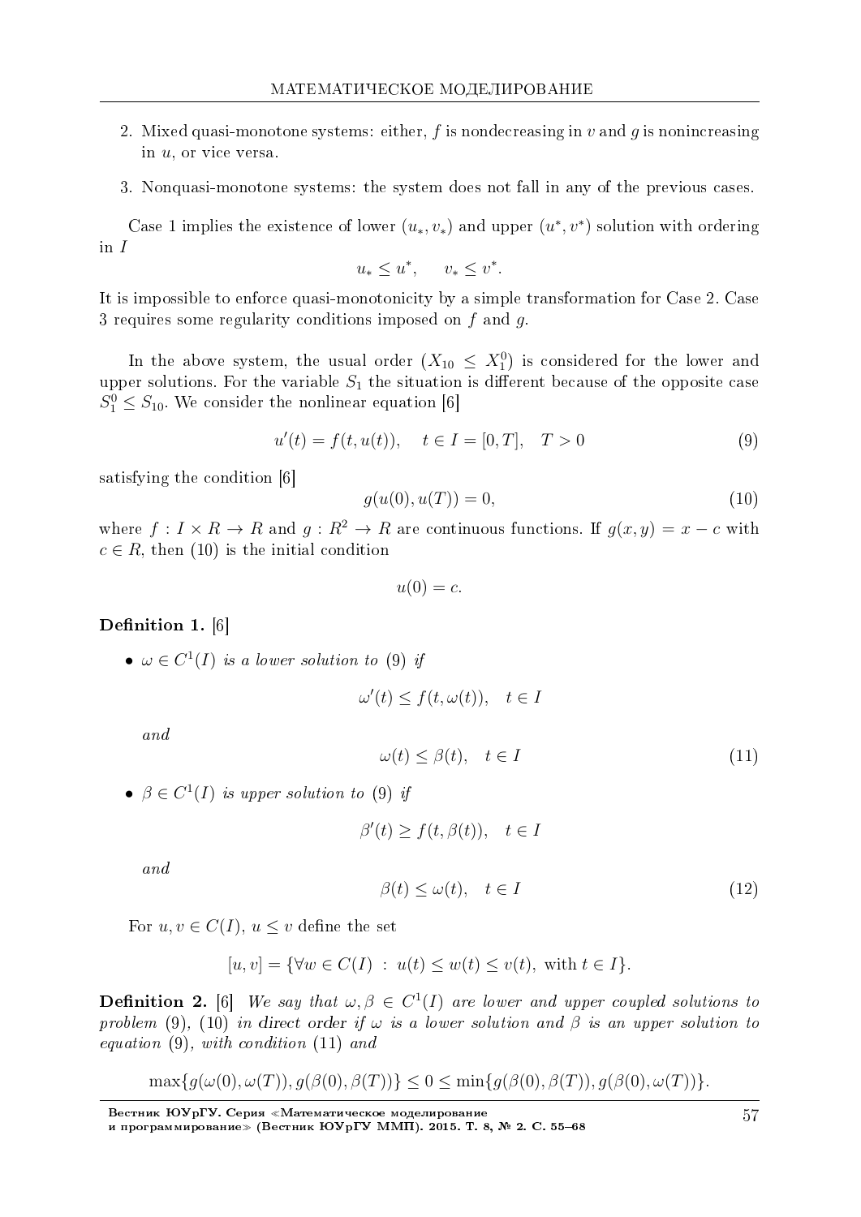2. Mixed quasi-monotone systems: either, $f$ is nondecreasing in $v$ and $g$ is nonincreasing in $u$, or vice versa.

3. Nonquasi-monotone systems: the system does not fall in any of the previous cases.

Case 1 implies the existence of lower $(u_*, v_*)$ and upper $(u^*, v^*)$ solution with ordering in $I$

$$u_* \leq u^*, \qquad v_* \leq v^*.$$

It is impossible to enforce quasi-monotonicity by a simple transformation for Case 2. Case 3 requires some regularity conditions imposed on $f$ and $g$.

In the above system, the usual order ($X_{10} \leq X_1^0$) is considered for the lower and upper solutions. For the variable $S_1$ the situation is different because of the opposite case $S_1^0 \leq S_{10}$. We consider the nonlinear equation [6]

$$u'(t) = f(t, u(t)), \quad t \in I = [0, T], \quad T > 0 \tag{9}$$

satisfying the condition [6]

$$g(u(0), u(T)) = 0, \tag{10}$$

where $f : I \times R \to R$ and $g : R^2 \to R$ are continuous functions. If $g(x, y) = x - c$ with $c \in R$, then (10) is the initial condition

$$u(0) = c.$$

**Definition 1.** [6]

- *$\omega \in C^1(I)$ is a lower solution to (9) if*

$$\omega'(t) \leq f(t, \omega(t)), \quad t \in I$$

  *and*

$$\omega(t) \leq \beta(t), \quad t \in I \tag{11}$$

- *$\beta \in C^1(I)$ is upper solution to (9) if*

$$\beta'(t) \geq f(t, \beta(t)), \quad t \in I$$

  *and*

$$\beta(t) \leq \omega(t), \quad t \in I \tag{12}$$

For $u, v \in C(I)$, $u \leq v$ define the set

$$[u, v] = \{\forall w \in C(I) \ : \ u(t) \leq w(t) \leq v(t), \text{ with } t \in I\}.$$

**Definition 2.** [6] *We say that $\omega, \beta \in C^1(I)$ are lower and upper coupled solutions to problem (9), (10) in direct order if $\omega$ is a lower solution and $\beta$ is an upper solution to equation (9), with condition (11) and*

$$\max\{g(\omega(0), \omega(T)), g(\beta(0), \beta(T))\} \leq 0 \leq \min\{g(\beta(0), \beta(T)), g(\beta(0), \omega(T))\}.$$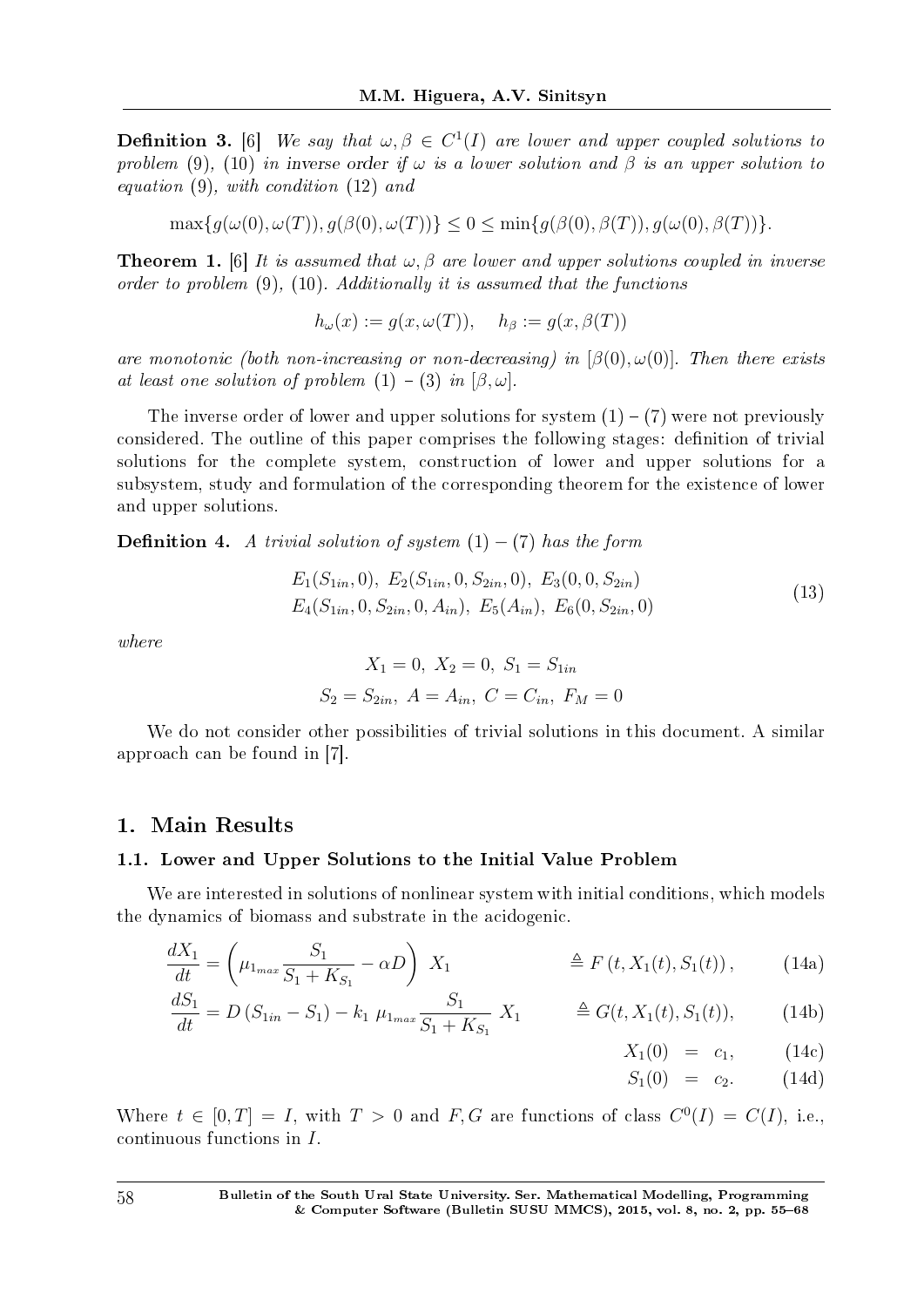**Definition 3.** [6] *We say that $\omega, \beta \in C^1(I)$ are lower and upper coupled solutions to problem (9), (10) in inverse order if $\omega$ is a lower solution and $\beta$ is an upper solution to equation (9), with condition (12) and*

$$\max\{g(\omega(0), \omega(T)), g(\beta(0), \omega(T))\} \leq 0 \leq \min\{g(\beta(0), \beta(T)), g(\omega(0), \beta(T))\}.$$

**Theorem 1.** [6] *It is assumed that $\omega, \beta$ are lower and upper solutions coupled in inverse order to problem (9), (10). Additionally it is assumed that the functions*

$$h_\omega(x) := g(x, \omega(T)), \quad h_\beta := g(x, \beta(T))$$

*are monotonic (both non-increasing or non-decreasing) in $[\beta(0), \omega(0)]$. Then there exists at least one solution of problem (1) – (3) in $[\beta, \omega]$.*

The inverse order of lower and upper solutions for system (1) – (7) were not previously considered. The outline of this paper comprises the following stages: definition of trivial solutions for the complete system, construction of lower and upper solutions for a subsystem, study and formulation of the corresponding theorem for the existence of lower and upper solutions.

**Definition 4.** *A trivial solution of system (1) − (7) has the form*

$$\begin{gathered} E_1(S_{1in}, 0),\ E_2(S_{1in}, 0, S_{2in}, 0),\ E_3(0, 0, S_{2in}) \\ E_4(S_{1in}, 0, S_{2in}, 0, A_{in}),\ E_5(A_{in}),\ E_6(0, S_{2in}, 0) \end{gathered} \tag{13}$$

*where*

$$X_1 = 0,\ X_2 = 0,\ S_1 = S_{1in}$$
$$S_2 = S_{2in},\ A = A_{in},\ C = C_{in},\ F_M = 0$$

We do not consider other possibilities of trivial solutions in this document. A similar approach can be found in [7].

# 1. Main Results

## 1.1. Lower and Upper Solutions to the Initial Value Problem

We are interested in solutions of nonlinear system with initial conditions, which models the dynamics of biomass and substrate in the acidogenic.

$$\frac{dX_1}{dt} = \left( \mu_{1_{max}} \frac{S_1}{S_1 + K_{S_1}} - \alpha D \right) X_1 \qquad \triangleq F\left(t, X_1(t), S_1(t)\right), \tag{14a}$$

$$\frac{dS_1}{dt} = D\left(S_{1in} - S_1\right) - k_1\ \mu_{1_{max}} \frac{S_1}{S_1 + K_{S_1}}\ X_1 \qquad \triangleq G(t, X_1(t), S_1(t)), \tag{14b}$$

$$X_1(0) = c_1, \tag{14c}$$

$$S_1(0) = c_2. \tag{14d}$$

Where $t \in [0, T] = I$, with $T > 0$ and $F, G$ are functions of class $C^0(I) = C(I)$, i.e., continuous functions in $I$.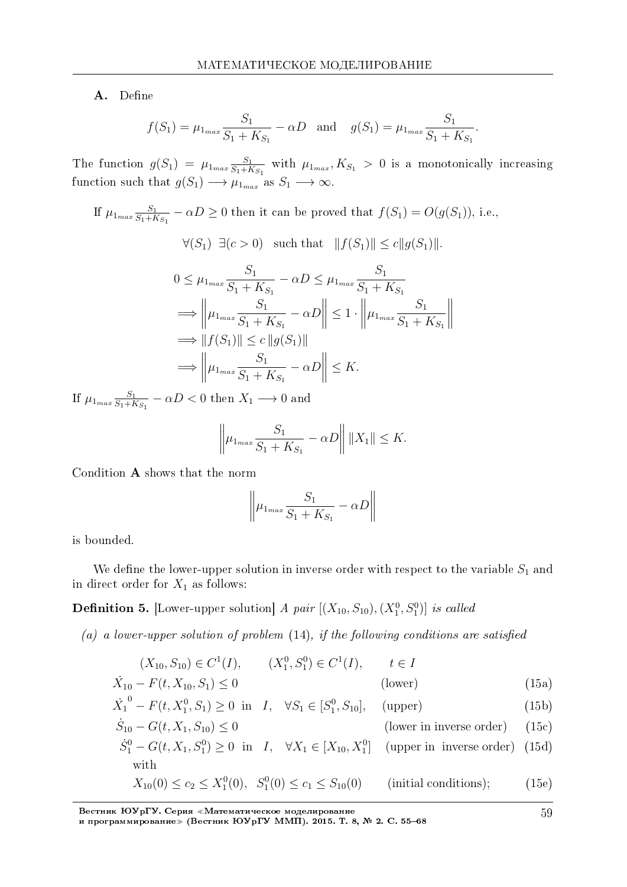**A.** Define

$$f(S_1) = \mu_{1_{max}} \frac{S_1}{S_1 + K_{S_1}} - \alpha D \quad \text{and} \quad g(S_1) = \mu_{1_{max}} \frac{S_1}{S_1 + K_{S_1}}.$$

The function $g(S_1) = \mu_{1_{max}} \frac{S_1}{S_1+K_{S_1}}$ with $\mu_{1_{max}}, K_{S_1} > 0$ is a monotonically increasing function such that $g(S_1) \longrightarrow \mu_{1_{max}}$ as $S_1 \longrightarrow \infty$.

If $\mu_{1_{max}} \frac{S_1}{S_1+K_{S_1}} - \alpha D \geq 0$ then it can be proved that $f(S_1) = O(g(S_1))$, i.e.,

$$\forall (S_1) \ \exists (c > 0) \quad \text{such that} \quad \|f(S_1)\| \leq c \|g(S_1)\|.$$

$$\begin{aligned}
0 \leq \mu_{1_{max}} \frac{S_1}{S_1 + K_{S_1}} - \alpha D &\leq \mu_{1_{max}} \frac{S_1}{S_1 + K_{S_1}} \\
\Longrightarrow \left\| \mu_{1_{max}} \frac{S_1}{S_1 + K_{S_1}} - \alpha D \right\| &\leq 1 \cdot \left\| \mu_{1_{max}} \frac{S_1}{S_1 + K_{S_1}} \right\| \\
\Longrightarrow \|f(S_1)\| &\leq c \, \|g(S_1)\| \\
\Longrightarrow \left\| \mu_{1_{max}} \frac{S_1}{S_1 + K_{S_1}} - \alpha D \right\| &\leq K.
\end{aligned}$$

If $\mu_{1_{max}} \frac{S_1}{S_1+K_{S_1}} - \alpha D < 0$ then $X_1 \longrightarrow 0$ and

$$\left\| \mu_{1_{max}} \frac{S_1}{S_1 + K_{S_1}} - \alpha D \right\| \|X_1\| \leq K.$$

Condition **A** shows that the norm

$$\left\| \mu_{1_{max}} \frac{S_1}{S_1 + K_{S_1}} - \alpha D \right\|$$

is bounded.

We define the lower-upper solution in inverse order with respect to the variable $S_1$ and in direct order for $X_1$ as follows:

**Definition 5.** [Lower-upper solution] *A pair* $[(X_{10}, S_{10}), (X_1^0, S_1^0)]$ *is called*

*(a) a lower-upper solution of problem* (14), *if the following conditions are satisfied*

$$(X_{10}, S_{10}) \in C^1(I), \qquad (X_1^0, S_1^0) \in C^1(I), \qquad t \in I$$

$$\dot{X}_{10} - F(t, X_{10}, S_1) \leq 0 \qquad \text{(lower)} \tag{15a}$$

$$\dot{X}_1^{\,0} - F(t, X_1^0, S_1) \geq 0 \ \text{ in } \ I, \quad \forall S_1 \in [S_1^0, S_{10}], \qquad \text{(upper)} \tag{15b}$$

$$\dot{S}_{10} - G(t, X_1, S_{10}) \leq 0 \qquad \text{(lower in inverse order)} \tag{15c}$$

$$\dot{S}_1^0 - G(t, X_1, S_1^0) \geq 0 \ \text{ in } \ I, \quad \forall X_1 \in [X_{10}, X_1^0] \qquad \text{(upper in inverse order)} \tag{15d}$$

with

$$X_{10}(0) \leq c_2 \leq X_1^0(0), \quad S_1^0(0) \leq c_1 \leq S_{10}(0) \qquad \text{(initial conditions);} \tag{15e}$$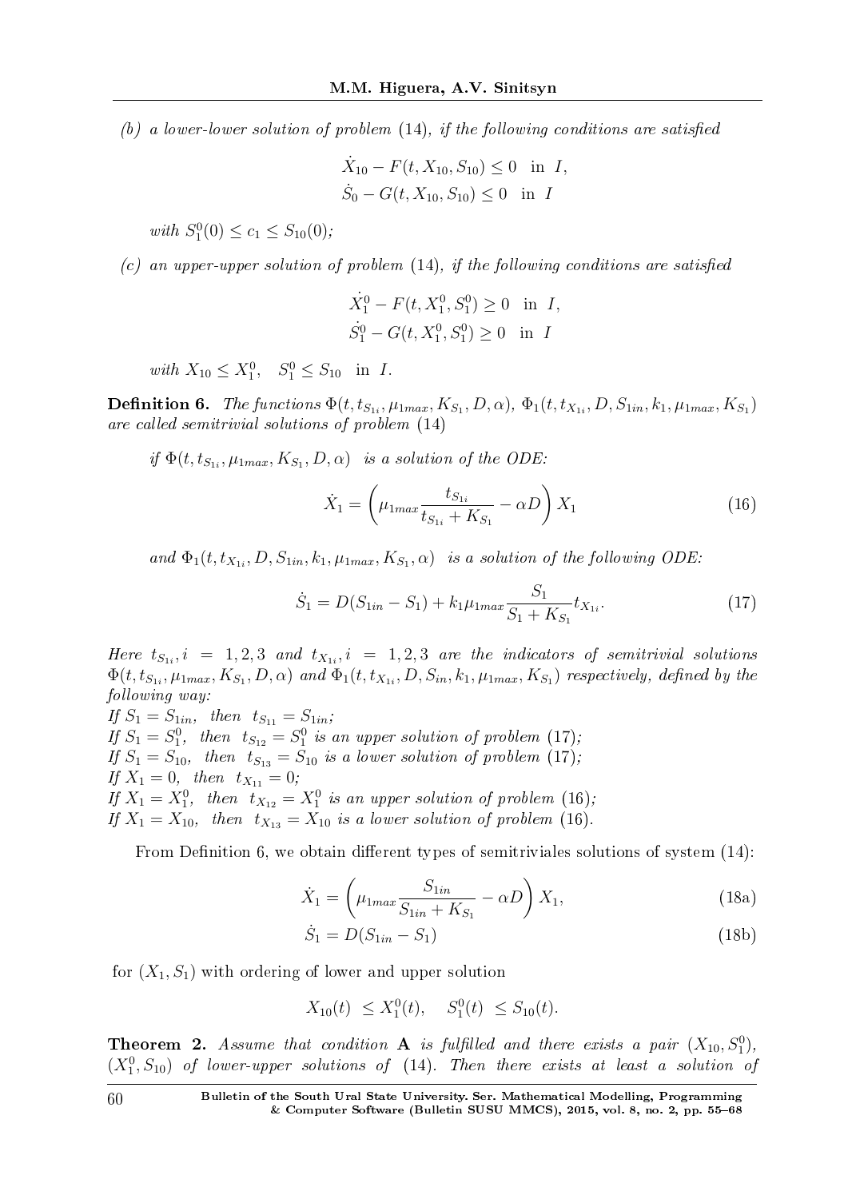*(b) a lower-lower solution of problem* (14)*, if the following conditions are satisfied*

$$\dot{X}_{10} - F(t, X_{10}, S_{10}) \le 0 \quad \text{in } I,$$
$$\dot{S}_0 - G(t, X_{10}, S_{10}) \le 0 \quad \text{in } I$$

*with* $S_1^0(0) \le c_1 \le S_{10}(0)$*;*

*(c) an upper-upper solution of problem* (14)*, if the following conditions are satisfied*

$$\dot{X}_1^0 - F(t, X_1^0, S_1^0) \ge 0 \quad \text{in } I,$$
$$\dot{S}_1^0 - G(t, X_1^0, S_1^0) \ge 0 \quad \text{in } I$$

*with* $X_{10} \le X_1^0, \quad S_1^0 \le S_{10} \quad \text{in } I.$

**Definition 6.** *The functions* $\Phi(t, t_{S_{1i}}, \mu_{1max}, K_{S_1}, D, \alpha)$*,* $\Phi_1(t, t_{X_{1i}}, D, S_{1in}, k_1, \mu_{1max}, K_{S_1})$ *are called semitrivial solutions of problem* (14)

*if* $\Phi(t, t_{S_{1i}}, \mu_{1max}, K_{S_1}, D, \alpha)$ *is a solution of the ODE:*

$$\dot{X}_1 = \left( \mu_{1max} \frac{t_{S_{1i}}}{t_{S_{1i}} + K_{S_1}} - \alpha D \right) X_1 \tag{16}$$

*and* $\Phi_1(t, t_{X_{1i}}, D, S_{1in}, k_1, \mu_{1max}, K_{S_1}, \alpha)$ *is a solution of the following ODE:*

$$\dot{S}_1 = D(S_{1in} - S_1) + k_1 \mu_{1max} \frac{S_1}{S_1 + K_{S_1}} t_{X_{1i}}. \tag{17}$$

*Here* $t_{S_{1i}}, i = 1, 2, 3$ *and* $t_{X_{1i}}, i = 1, 2, 3$ *are the indicators of semitrivial solutions* $\Phi(t, t_{S_{1i}}, \mu_{1max}, K_{S_1}, D, \alpha)$ *and* $\Phi_1(t, t_{X_{1i}}, D, S_{in}, k_1, \mu_{1max}, K_{S_1})$ *respectively, defined by the following way:*
*If* $S_1 = S_{1in}$*, then* $t_{S_{11}} = S_{1in}$*;*
*If* $S_1 = S_1^0$*, then* $t_{S_{12}} = S_1^0$ *is an upper solution of problem* (17)*;*
*If* $S_1 = S_{10}$*, then* $t_{S_{13}} = S_{10}$ *is a lower solution of problem* (17)*;*
*If* $X_1 = 0$*, then* $t_{X_{11}} = 0$*;*
*If* $X_1 = X_1^0$*, then* $t_{X_{12}} = X_1^0$ *is an upper solution of problem* (16)*;*
*If* $X_1 = X_{10}$*, then* $t_{X_{13}} = X_{10}$ *is a lower solution of problem* (16)*.*

From Definition 6, we obtain different types of semitriviales solutions of system (14):

$$\dot{X}_1 = \left( \mu_{1max} \frac{S_{1in}}{S_{1in} + K_{S_1}} - \alpha D \right) X_1, \tag{18a}$$

$$\dot{S}_1 = D(S_{1in} - S_1) \tag{18b}$$

for $(X_1, S_1)$ with ordering of lower and upper solution

$$X_{10}(t) \le X_1^0(t), \quad S_1^0(t) \le S_{10}(t).$$

**Theorem 2.** *Assume that condition* **A** *is fulfilled and there exists a pair* $(X_{10}, S_1^0)$*,* $(X_1^0, S_{10})$ *of lower-upper solutions of* (14)*. Then there exists at least a solution of*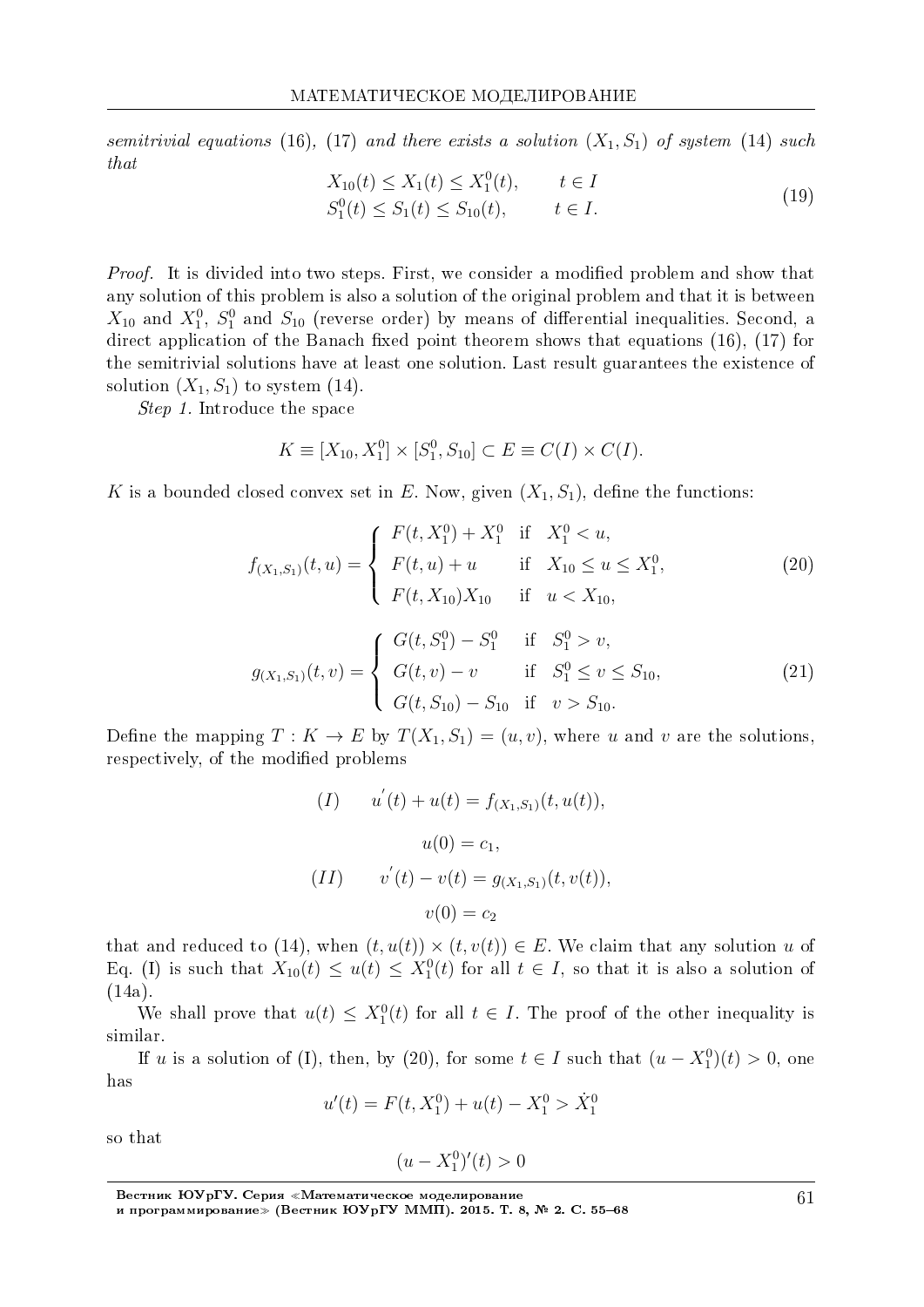*semitrivial equations* (16), (17) *and there exists a solution* $(X_1, S_1)$ *of system* (14) *such that*

$$
\begin{aligned}
X_{10}(t) \le X_1(t) \le X_1^0(t), \qquad t \in I \\
S_1^0(t) \le S_1(t) \le S_{10}(t), \qquad t \in I.
\end{aligned}
\tag{19}
$$

*Proof.* It is divided into two steps. First, we consider a modified problem and show that any solution of this problem is also a solution of the original problem and that it is between $X_{10}$ and $X_1^0$, $S_1^0$ and $S_{10}$ (reverse order) by means of differential inequalities. Second, a direct application of the Banach fixed point theorem shows that equations (16), (17) for the semitrivial solutions have at least one solution. Last result guarantees the existence of solution $(X_1, S_1)$ to system (14).

*Step 1.* Introduce the space

$$
K \equiv [X_{10}, X_1^0] \times [S_1^0, S_{10}] \subset E \equiv C(I) \times C(I).
$$

$K$ is a bounded closed convex set in $E$. Now, given $(X_1, S_1)$, define the functions:

$$
f_{(X_1,S_1)}(t,u) = \begin{cases} F(t, X_1^0) + X_1^0 & \text{if} \quad X_1^0 < u, \\ F(t,u) + u & \text{if} \quad X_{10} \le u \le X_1^0, \\ F(t, X_{10})X_{10} & \text{if} \quad u < X_{10}, \end{cases}
\tag{20}
$$

$$
g_{(X_1,S_1)}(t,v) = \begin{cases} G(t, S_1^0) - S_1^0 & \text{if} \quad S_1^0 > v, \\ G(t,v) - v & \text{if} \quad S_1^0 \le v \le S_{10}, \\ G(t, S_{10}) - S_{10} & \text{if} \quad v > S_{10}. \end{cases}
\tag{21}
$$

Define the mapping $T : K \to E$ by $T(X_1, S_1) = (u, v)$, where $u$ and $v$ are the solutions, respectively, of the modified problems

$$
(I) \qquad u'(t) + u(t) = f_{(X_1,S_1)}(t, u(t)),
$$

$$
u(0) = c_1,
$$

$$
(II) \qquad v'(t) - v(t) = g_{(X_1,S_1)}(t, v(t)),
$$

$$
v(0) = c_2
$$

that and reduced to (14), when $(t, u(t)) \times (t, v(t)) \in E$. We claim that any solution $u$ of Eq. (I) is such that $X_{10}(t) \le u(t) \le X_1^0(t)$ for all $t \in I$, so that it is also a solution of (14a).

We shall prove that $u(t) \le X_1^0(t)$ for all $t \in I$. The proof of the other inequality is similar.

If $u$ is a solution of (I), then, by (20), for some $t \in I$ such that $(u - X_1^0)(t) > 0$, one has

$$
u'(t) = F(t, X_1^0) + u(t) - X_1^0 > \dot{X}_1^0
$$

so that

$$
(u - X_1^0)'(t) > 0
$$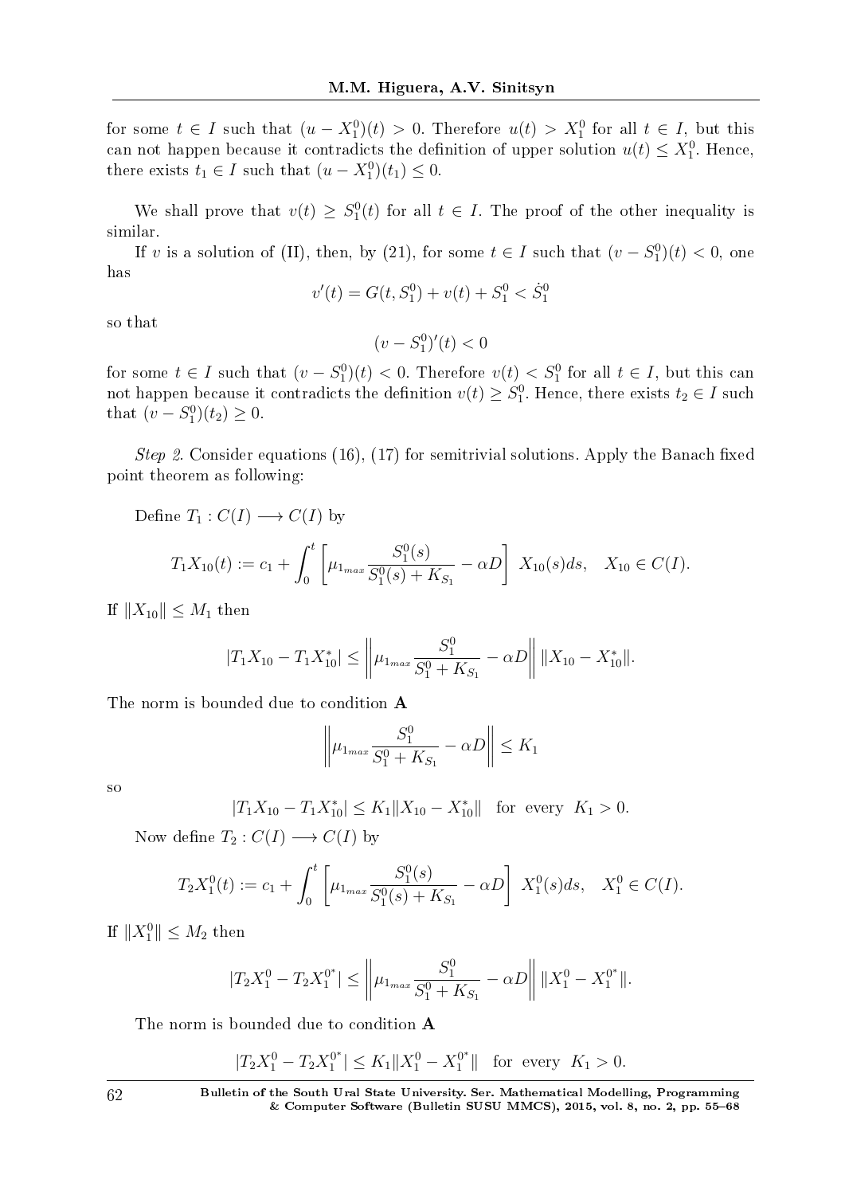for some $t \in I$ such that $(u - X_1^0)(t) > 0$. Therefore $u(t) > X_1^0$ for all $t \in I$, but this can not happen because it contradicts the definition of upper solution $u(t) \leq X_1^0$. Hence, there exists $t_1 \in I$ such that $(u - X_1^0)(t_1) \leq 0$.

We shall prove that $v(t) \geq S_1^0(t)$ for all $t \in I$. The proof of the other inequality is similar.

If $v$ is a solution of (II), then, by (21), for some $t \in I$ such that $(v - S_1^0)(t) < 0$, one has

$$v'(t) = G(t, S_1^0) + v(t) + S_1^0 < \dot{S}_1^0$$

so that

$$(v - S_1^0)'(t) < 0$$

for some $t \in I$ such that $(v - S_1^0)(t) < 0$. Therefore $v(t) < S_1^0$ for all $t \in I$, but this can not happen because it contradicts the definition $v(t) \geq S_1^0$. Hence, there exists $t_2 \in I$ such that $(v - S_1^0)(t_2) \geq 0$.

*Step 2.* Consider equations (16), (17) for semitrivial solutions. Apply the Banach fixed point theorem as following:

Define $T_1 : C(I) \longrightarrow C(I)$ by

$$T_1 X_{10}(t) := c_1 + \int_0^t \left[ \mu_{1_{max}} \frac{S_1^0(s)}{S_1^0(s) + K_{S_1}} - \alpha D \right] X_{10}(s) ds, \quad X_{10} \in C(I).$$

If $\|X_{10}\| \leq M_1$ then

$$|T_1 X_{10} - T_1 X_{10}^*| \leq \left\| \mu_{1_{max}} \frac{S_1^0}{S_1^0 + K_{S_1}} - \alpha D \right\| \|X_{10} - X_{10}^*\|.$$

The norm is bounded due to condition **A**

$$\left\| \mu_{1_{max}} \frac{S_1^0}{S_1^0 + K_{S_1}} - \alpha D \right\| \leq K_1$$

so

$$|T_1 X_{10} - T_1 X_{10}^*| \leq K_1 \|X_{10} - X_{10}^*\| \quad \text{for every } K_1 > 0.$$

Now define $T_2 : C(I) \longrightarrow C(I)$ by

$$T_2 X_1^0(t) := c_1 + \int_0^t \left[ \mu_{1_{max}} \frac{S_1^0(s)}{S_1^0(s) + K_{S_1}} - \alpha D \right] X_1^0(s) ds, \quad X_1^0 \in C(I).$$

If $\|X_1^0\| \leq M_2$ then

$$|T_2 X_1^0 - T_2 X_1^{0^*}| \leq \left\| \mu_{1_{max}} \frac{S_1^0}{S_1^0 + K_{S_1}} - \alpha D \right\| \|X_1^0 - X_1^{0^*}\|.$$

The norm is bounded due to condition **A**

$$|T_2 X_1^0 - T_2 X_1^{0^*}| \leq K_1 \|X_1^0 - X_1^{0^*}\| \quad \text{for every } K_1 > 0.$$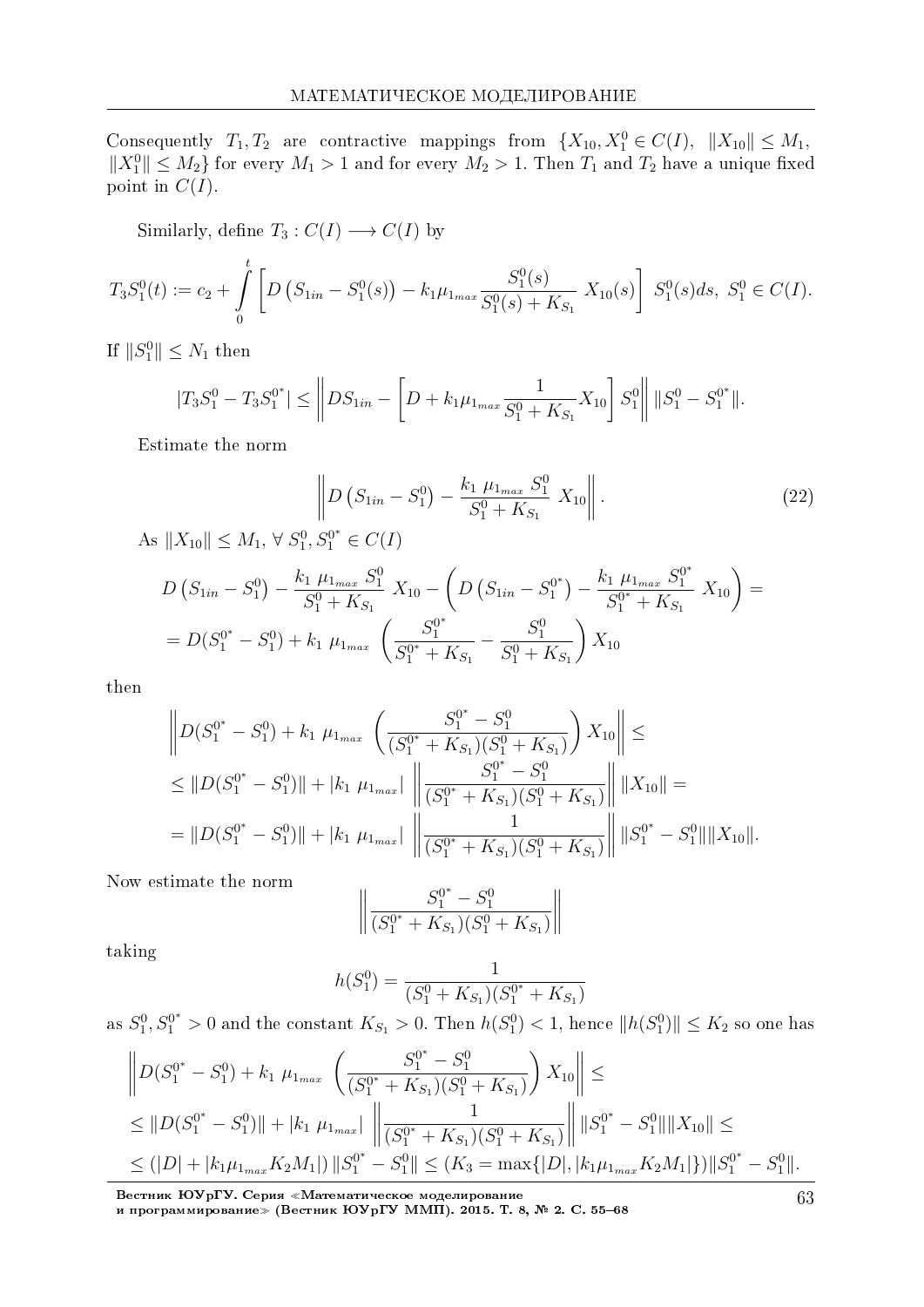Consequently $T_1, T_2$ are contractive mappings from $\{X_{10}, X_1^0 \in C(I),\ \|X_{10}\| \le M_1,$ $\|X_1^0\| \le M_2\}$ for every $M_1 > 1$ and for every $M_2 > 1$. Then $T_1$ and $T_2$ have a unique fixed point in $C(I)$.

Similarly, define $T_3 : C(I) \longrightarrow C(I)$ by

$$T_3 S_1^0(t) := c_2 + \int\limits_0^t \left[ D\left(S_{1in} - S_1^0(s)\right) - k_1 \mu_{1_{max}} \frac{S_1^0(s)}{S_1^0(s) + K_{S_1}}\ X_{10}(s) \right]\ S_1^0(s) ds,\ S_1^0 \in C(I).$$

If $\|S_1^0\| \le N_1$ then

$$|T_3 S_1^0 - T_3 S_1^{0^*}| \le \left\| D S_{1in} - \left[ D + k_1 \mu_{1_{max}} \frac{1}{S_1^0 + K_{S_1}} X_{10} \right] S_1^0 \right\| \|S_1^0 - S_1^{0^*}\|.$$

Estimate the norm

$$\left\| D\left(S_{1in} - S_1^0\right) - \frac{k_1\ \mu_{1_{max}}\ S_1^0}{S_1^0 + K_{S_1}}\ X_{10} \right\|. \tag{22}$$

As $\|X_{10}\| \le M_1$, $\forall\ S_1^0, S_1^{0^*} \in C(I)$

$$D\left(S_{1in} - S_1^0\right) - \frac{k_1\ \mu_{1_{max}}\ S_1^0}{S_1^0 + K_{S_1}}\ X_{10} - \left( D\left(S_{1in} - S_1^{0^*}\right) - \frac{k_1\ \mu_{1_{max}}\ S_1^{0^*}}{S_1^{0^*} + K_{S_1}}\ X_{10} \right) =$$
$$= D(S_1^{0^*} - S_1^0) + k_1\ \mu_{1_{max}}\ \left( \frac{S_1^{0^*}}{S_1^{0^*} + K_{S_1}} - \frac{S_1^0}{S_1^0 + K_{S_1}} \right) X_{10}$$

then

$$\left\| D(S_1^{0^*} - S_1^0) + k_1\ \mu_{1_{max}}\ \left( \frac{S_1^{0^*} - S_1^0}{(S_1^{0^*} + K_{S_1})(S_1^0 + K_{S_1})} \right) X_{10} \right\| \le$$
$$\le \|D(S_1^{0^*} - S_1^0)\| + |k_1\ \mu_{1_{max}}|\ \left\| \frac{S_1^{0^*} - S_1^0}{(S_1^{0^*} + K_{S_1})(S_1^0 + K_{S_1})} \right\| \|X_{10}\| =$$
$$= \|D(S_1^{0^*} - S_1^0)\| + |k_1\ \mu_{1_{max}}|\ \left\| \frac{1}{(S_1^{0^*} + K_{S_1})(S_1^0 + K_{S_1})} \right\| \|S_1^{0^*} - S_1^0\| \|X_{10}\|.$$

Now estimate the norm

$$\left\| \frac{S_1^{0^*} - S_1^0}{(S_1^{0^*} + K_{S_1})(S_1^0 + K_{S_1})} \right\|$$

taking

$$h(S_1^0) = \frac{1}{(S_1^0 + K_{S_1})(S_1^{0^*} + K_{S_1})}$$

as $S_1^0, S_1^{0^*} > 0$ and the constant $K_{S_1} > 0$. Then $h(S_1^0) < 1$, hence $\|h(S_1^0)\| \le K_2$ so one has

$$\left\| D(S_1^{0^*} - S_1^0) + k_1\ \mu_{1_{max}}\ \left( \frac{S_1^{0^*} - S_1^0}{(S_1^{0^*} + K_{S_1})(S_1^0 + K_{S_1})} \right) X_{10} \right\| \le$$
$$\le \|D(S_1^{0^*} - S_1^0)\| + |k_1\ \mu_{1_{max}}|\ \left\| \frac{1}{(S_1^{0^*} + K_{S_1})(S_1^0 + K_{S_1})} \right\| \|S_1^{0^*} - S_1^0\| \|X_{10}\| \le$$
$$\le (|D| + |k_1 \mu_{1_{max}} K_2 M_1|)\, \|S_1^{0^*} - S_1^0\| \le (K_3 = \max\{|D|, |k_1 \mu_{1_{max}} K_2 M_1|\}) \|S_1^{0^*} - S_1^0\|.$$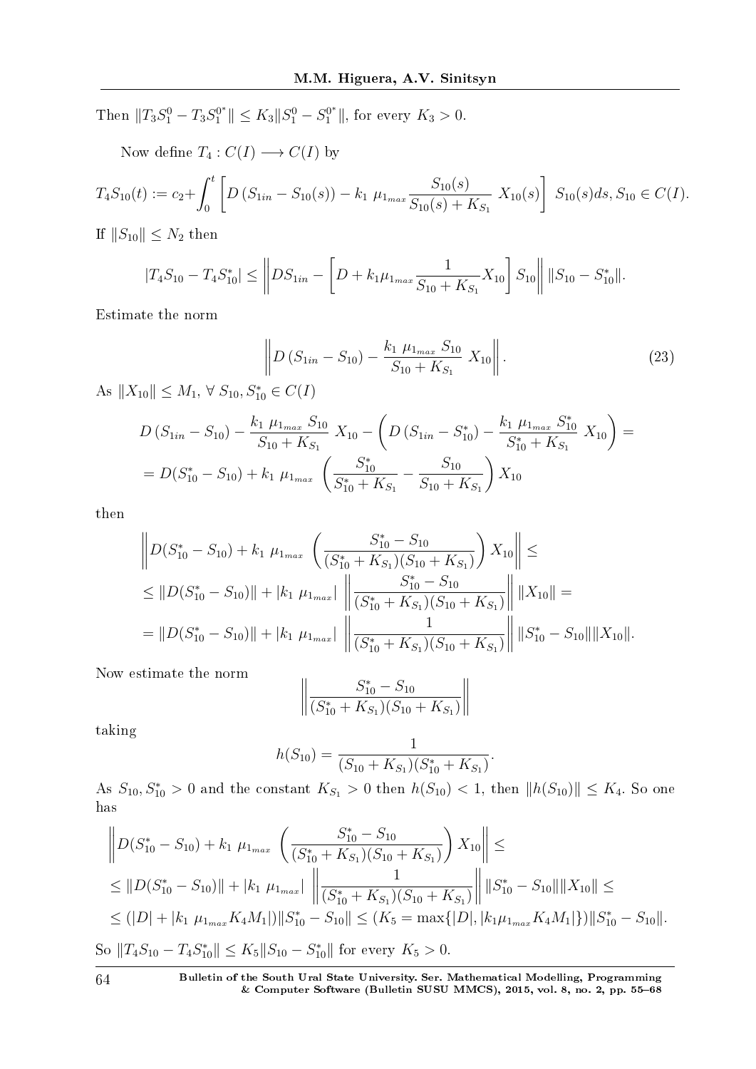Then $\|T_3 S_1^0 - T_3 S_1^{0^*}\| \le K_3 \|S_1^0 - S_1^{0^*}\|$, for every $K_3 > 0$.

Now define $T_4 : C(I) \longrightarrow C(I)$ by

$$T_4 S_{10}(t) := c_2 + \int_0^t \left[ D\left(S_{1in} - S_{10}(s)\right) - k_1 \ \mu_{1_{max}} \frac{S_{10}(s)}{S_{10}(s) + K_{S_1}} \ X_{10}(s) \right] \ S_{10}(s) ds, S_{10} \in C(I).$$

If $\|S_{10}\| \le N_2$ then

$$|T_4 S_{10} - T_4 S_{10}^*| \le \left\| D S_{1in} - \left[ D + k_1 \mu_{1_{max}} \frac{1}{S_{10} + K_{S_1}} X_{10} \right] S_{10} \right\| \|S_{10} - S_{10}^*\|.$$

Estimate the norm

$$\left\| D\left(S_{1in} - S_{10}\right) - \frac{k_1 \ \mu_{1_{max}} \ S_{10}}{S_{10} + K_{S_1}} \ X_{10} \right\|. \tag{23}$$

As $\|X_{10}\| \le M_1$, $\forall \ S_{10}, S_{10}^* \in C(I)$

$$D\left(S_{1in} - S_{10}\right) - \frac{k_1 \ \mu_{1_{max}} \ S_{10}}{S_{10} + K_{S_1}} \ X_{10} - \left( D\left(S_{1in} - S_{10}^*\right) - \frac{k_1 \ \mu_{1_{max}} \ S_{10}^*}{S_{10}^* + K_{S_1}} \ X_{10} \right) =$$
$$= D(S_{10}^* - S_{10}) + k_1 \ \mu_{1_{max}} \ \left( \frac{S_{10}^*}{S_{10}^* + K_{S_1}} - \frac{S_{10}}{S_{10} + K_{S_1}} \right) X_{10}$$

then

$$\left\| D(S_{10}^* - S_{10}) + k_1 \ \mu_{1_{max}} \ \left( \frac{S_{10}^* - S_{10}}{(S_{10}^* + K_{S_1})(S_{10} + K_{S_1})} \right) X_{10} \right\| \le$$
$$\le \|D(S_{10}^* - S_{10})\| + |k_1 \ \mu_{1_{max}}| \ \left\| \frac{S_{10}^* - S_{10}}{(S_{10}^* + K_{S_1})(S_{10} + K_{S_1})} \right\| \|X_{10}\| =$$
$$= \|D(S_{10}^* - S_{10})\| + |k_1 \ \mu_{1_{max}}| \ \left\| \frac{1}{(S_{10}^* + K_{S_1})(S_{10} + K_{S_1})} \right\| \|S_{10}^* - S_{10}\| \|X_{10}\|.$$

Now estimate the norm

$$\left\| \frac{S_{10}^* - S_{10}}{(S_{10}^* + K_{S_1})(S_{10} + K_{S_1})} \right\|$$

taking

$$h(S_{10}) = \frac{1}{(S_{10} + K_{S_1})(S_{10}^* + K_{S_1})}.$$

As $S_{10}, S_{10}^* > 0$ and the constant $K_{S_1} > 0$ then $h(S_{10}) < 1$, then $\|h(S_{10})\| \le K_4$. So one has

$$\left\| D(S_{10}^* - S_{10}) + k_1 \ \mu_{1_{max}} \ \left( \frac{S_{10}^* - S_{10}}{(S_{10}^* + K_{S_1})(S_{10} + K_{S_1})} \right) X_{10} \right\| \le$$
$$\le \|D(S_{10}^* - S_{10})\| + |k_1 \ \mu_{1_{max}}| \ \left\| \frac{1}{(S_{10}^* + K_{S_1})(S_{10} + K_{S_1})} \right\| \|S_{10}^* - S_{10}\| \|X_{10}\| \le$$
$$\le (|D| + |k_1 \ \mu_{1_{max}} K_4 M_1|) \|S_{10}^* - S_{10}\| \le (K_5 = \max\{|D|, |k_1 \mu_{1_{max}} K_4 M_1|\}) \|S_{10}^* - S_{10}\|.$$

So $\|T_4 S_{10} - T_4 S_{10}^*\| \le K_5 \|S_{10} - S_{10}^*\|$ for every $K_5 > 0$.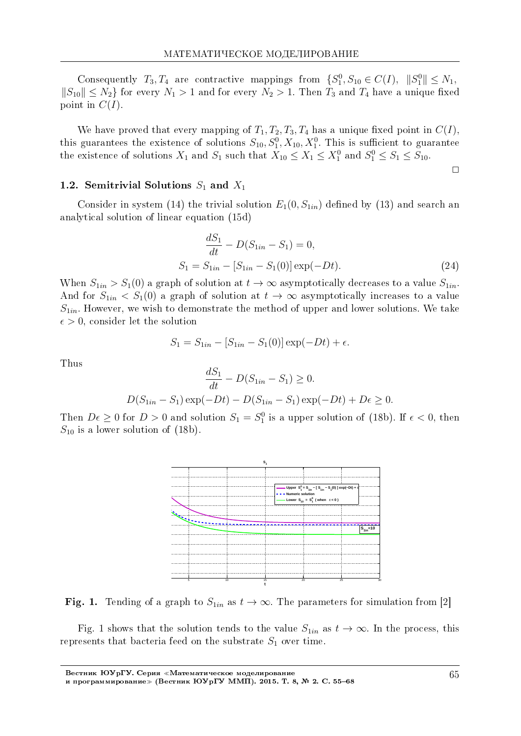Consequently $T_3, T_4$ are contractive mappings from $\{S_1^0, S_{10} \in C(I), \ \|S_1^0\| \le N_1, \|S_{10}\| \le N_2\}$ for every $N_1 > 1$ and for every $N_2 > 1$. Then $T_3$ and $T_4$ have a unique fixed point in $C(I)$.

We have proved that every mapping of $T_1, T_2, T_3, T_4$ has a unique fixed point in $C(I)$, this guarantees the existence of solutions $S_{10}, S_1^0, X_{10}, X_1^0$. This is sufficient to guarantee the existence of solutions $X_1$ and $S_1$ such that $X_{10} \le X_1 \le X_1^0$ and $S_1^0 \le S_1 \le S_{10}$.

□

### 1.2. Semitrivial Solutions $S_1$ and $X_1$

Consider in system (14) the trivial solution $E_1(0, S_{1in})$ defined by (13) and search an analytical solution of linear equation (15d)

$$\frac{dS_1}{dt} - D(S_{1in} - S_1) = 0,$$

$$S_1 = S_{1in} - [S_{1in} - S_1(0)] \exp(-Dt). \tag{24}$$

When $S_{1in} > S_1(0)$ a graph of solution at $t \to \infty$ asymptotically decreases to a value $S_{1in}$. And for $S_{1in} < S_1(0)$ a graph of solution at $t \to \infty$ asymptotically increases to a value $S_{1in}$. However, we wish to demonstrate the method of upper and lower solutions. We take $\epsilon > 0$, consider let the solution

$$S_1 = S_{1in} - [S_{1in} - S_1(0)] \exp(-Dt) + \epsilon.$$

Thus

$$\frac{dS_1}{dt} - D(S_{1in} - S_1) \ge 0.$$

$$D(S_{1in} - S_1)\exp(-Dt) - D(S_{1in} - S_1)\exp(-Dt) + D\epsilon \ge 0.$$

Then $D\epsilon \ge 0$ for $D > 0$ and solution $S_1 = S_1^0$ is a upper solution of (18b). If $\epsilon < 0$, then $S_{10}$ is a lower solution of (18b).

**Fig. 1.** Tending of a graph to $S_{1in}$ as $t \to \infty$. The parameters for simulation from [2]

Fig. 1 shows that the solution tends to the value $S_{1in}$ as $t \to \infty$. In the process, this represents that bacteria feed on the substrate $S_1$ over time.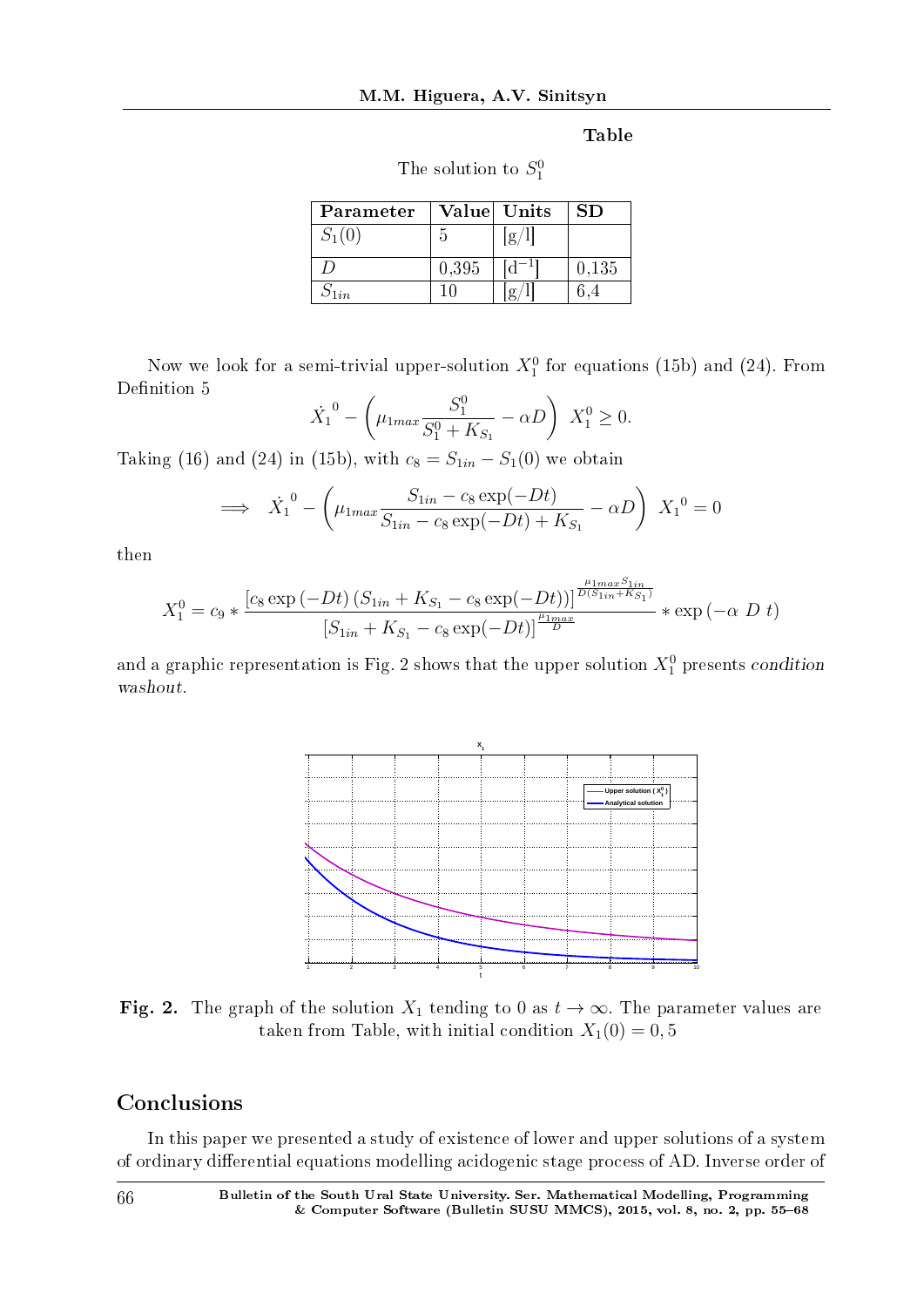**Table**

The solution to $S_1^0$

| Parameter | Value | Units | SD |
|---|---|---|---|
| $S_1(0)$ | 5 | [g/l] | |
| $D$ | 0,395 | [d$^{-1}$] | 0,135 |
| $S_{1in}$ | 10 | [g/l] | 6,4 |

Now we look for a semi-trivial upper-solution $X_1^0$ for equations (15b) and (24). From Definition 5

$$\dot{X_1}^0 - \left(\mu_{1max}\frac{S_1^0}{S_1^0 + K_{S_1}} - \alpha D\right)\ X_1^0 \geq 0.$$

Taking (16) and (24) in (15b), with $c_8 = S_{1in} - S_1(0)$ we obtain

$$\implies \dot{X_1}^0 - \left(\mu_{1max}\frac{S_{1in} - c_8\exp(-Dt)}{S_{1in} - c_8\exp(-Dt) + K_{S_1}} - \alpha D\right)\ X_1{}^0 = 0$$

then

$$X_1^0 = c_9 * \frac{\left[c_8\exp\left(-Dt\right)\left(S_{1in} + K_{S_1} - c_8\exp(-Dt)\right)\right]^{\frac{\mu_{1max}S_{1in}}{D(S_{1in}+K_{S_1})}}}{\left[S_{1in} + K_{S_1} - c_8\exp(-Dt)\right]^{\frac{\mu_{1max}}{D}}} * \exp\left(-\alpha\ D\ t\right)$$

and a graphic representation is Fig. 2 shows that the upper solution $X_1^0$ presents *condition washout*.

**Fig. 2.** The graph of the solution $X_1$ tending to 0 as $t \to \infty$. The parameter values are taken from Table, with initial condition $X_1(0) = 0,5$

## Conclusions

In this paper we presented a study of existence of lower and upper solutions of a system of ordinary differential equations modelling acidogenic stage process of AD. Inverse order of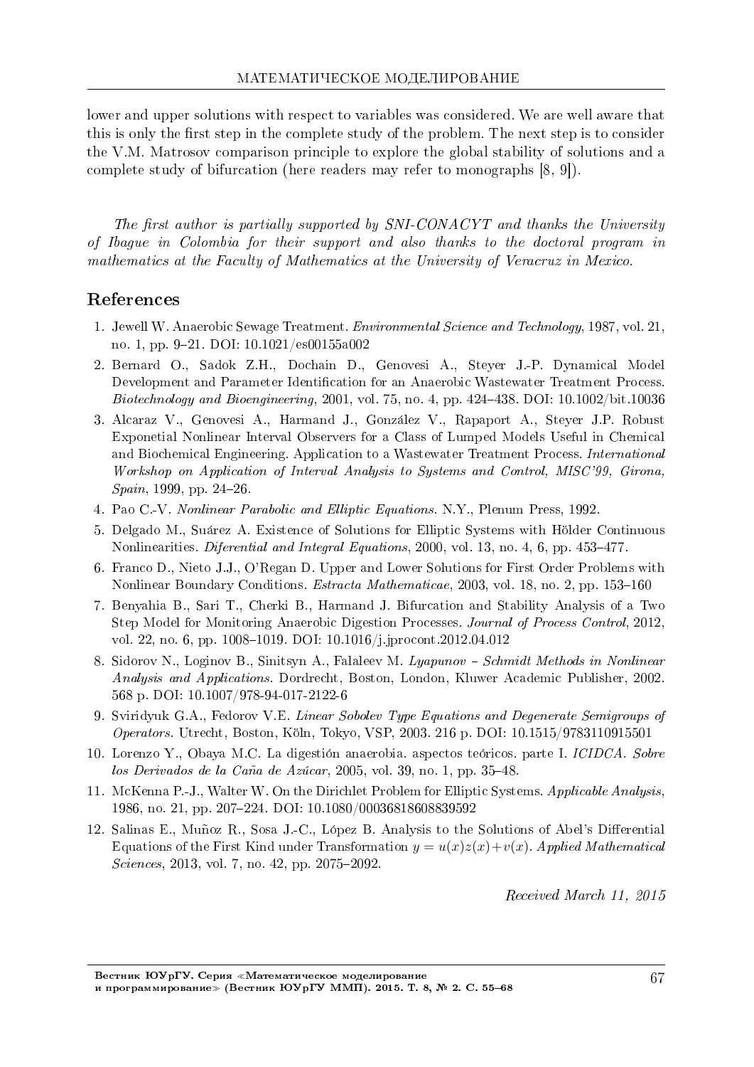lower and upper solutions with respect to variables was considered. We are well aware that this is only the first step in the complete study of the problem. The next step is to consider the V.M. Matrosov comparison principle to explore the global stability of solutions and a complete study of bifurcation (here readers may refer to monographs [8, 9]).

*The first author is partially supported by SNI-CONACYT and thanks the University of Ibague in Colombia for their support and also thanks to the doctoral program in mathematics at the Faculty of Mathematics at the University of Veracruz in Mexico.*

## References

1. Jewell W. Anaerobic Sewage Treatment. *Environmental Science and Technology*, 1987, vol. 21, no. 1, pp. 9–21. DOI: 10.1021/es00155a002
2. Bernard O., Sadok Z.H., Dochain D., Genovesi A., Steyer J.-P. Dynamical Model Development and Parameter Identification for an Anaerobic Wastewater Treatment Process. *Biotechnology and Bioengineering*, 2001, vol. 75, no. 4, pp. 424–438. DOI: 10.1002/bit.10036
3. Alcaraz V., Genovesi A., Harmand J., González V., Rapaport A., Steyer J.P. Robust Exponetial Nonlinear Interval Observers for a Class of Lumped Models Useful in Chemical and Biochemical Engineering. Application to a Wastewater Treatment Process. *International Workshop on Application of Interval Analysis to Systems and Control, MISC'99, Girona, Spain*, 1999, pp. 24–26.
4. Pao C.-V. *Nonlinear Parabolic and Elliptic Equations.* N.Y., Plenum Press, 1992.
5. Delgado M., Suárez A. Existence of Solutions for Elliptic Systems with Hölder Continuous Nonlinearities. *Diferential and Integral Equations*, 2000, vol. 13, no. 4, 6, pp. 453–477.
6. Franco D., Nieto J.J., O'Regan D. Upper and Lower Solutions for First Order Problems with Nonlinear Boundary Conditions. *Estracta Mathematicae*, 2003, vol. 18, no. 2, pp. 153–160
7. Benyahia B., Sari T., Cherki B., Harmand J. Bifurcation and Stability Analysis of a Two Step Model for Monitoring Anaerobic Digestion Processes. *Journal of Process Control*, 2012, vol. 22, no. 6, pp. 1008–1019. DOI: 10.1016/j.jprocont.2012.04.012
8. Sidorov N., Loginov B., Sinitsyn A., Falaleev M. *Lyapunov – Schmidt Methods in Nonlinear Analysis and Applications.* Dordrecht, Boston, London, Kluwer Academic Publisher, 2002. 568 p. DOI: 10.1007/978-94-017-2122-6
9. Sviridyuk G.A., Fedorov V.E. *Linear Sobolev Type Equations and Degenerate Semigroups of Operators.* Utrecht, Boston, Köln, Tokyo, VSP, 2003. 216 p. DOI: 10.1515/9783110915501
10. Lorenzo Y., Obaya M.C. La digestión anaerobia. aspectos teóricos. parte I. *ICIDCA. Sobre los Derivados de la Caña de Azúcar*, 2005, vol. 39, no. 1, pp. 35–48.
11. McKenna P.-J., Walter W. On the Dirichlet Problem for Elliptic Systems. *Applicable Analysis*, 1986, no. 21, pp. 207–224. DOI: 10.1080/00036818608839592
12. Salinas E., Muñoz R., Sosa J.-C., López B. Analysis to the Solutions of Abel's Differential Equations of the First Kind under Transformation $y = u(x)z(x)+v(x)$. *Applied Mathematical Sciences*, 2013, vol. 7, no. 42, pp. 2075–2092.

*Received March 11, 2015*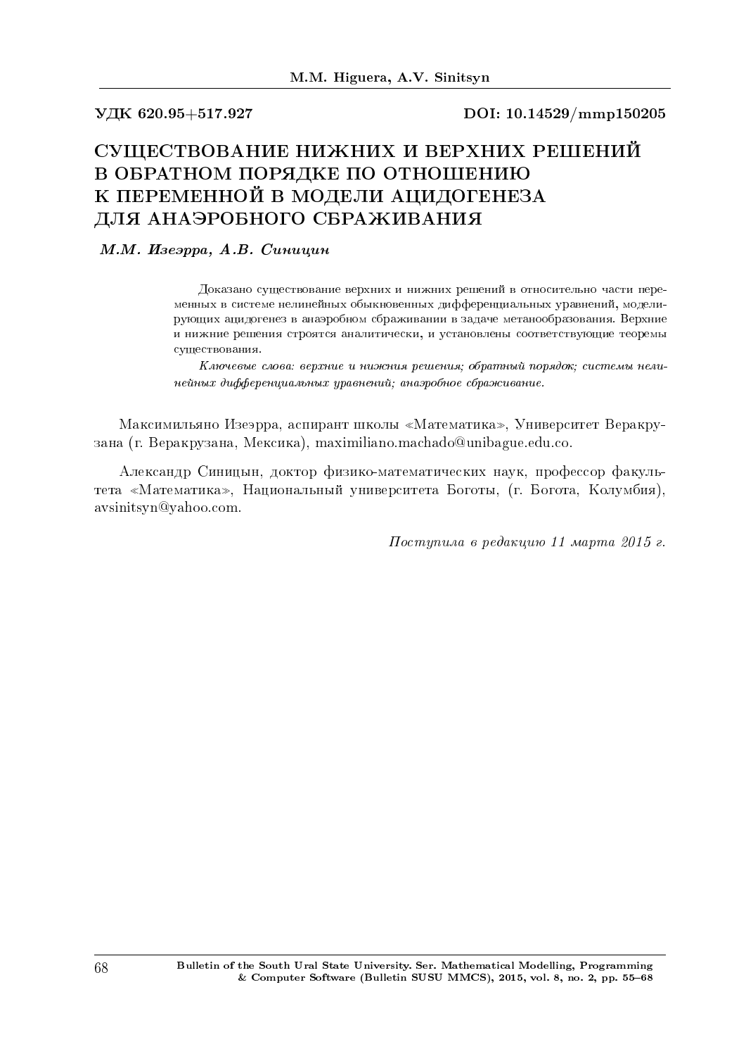УДК 620.95+517.927

DOI: 10.14529/mmp150205

# СУЩЕСТВОВАНИЕ НИЖНИХ И ВЕРХНИХ РЕШЕНИЙ В ОБРАТНОМ ПОРЯДКЕ ПО ОТНОШЕНИЮ К ПЕРЕМЕННОЙ В МОДЕЛИ АЦИДОГЕНЕЗА ДЛЯ АНАЭРОБНОГО СБРАЖИВАНИЯ

***М.М. Изеэрра, А.В. Синицин***

Доказано существование верхних и нижних решений в относительно части переменных в системе нелинейных обыкновенных дифференциальных уравнений, моделирующих ацидогенез в анаэробном сбраживании в задаче метанообразования. Верхние и нижние решения строятся аналитически, и установлены соответствующие теоремы существования.

*Ключевые слова: верхние и нижния решения; обратный порядок; системы нелинейных дифференциальных уравнений; анаэробное сбраживание.*

Максимильяно Изеэрра, аспирант школы «Математика», Университет Веракрузана (г. Веракрузана, Мексика), maximiliano.machado@unibague.edu.co.

Александр Синицын, доктор физико-математических наук, профессор факультета «Математика», Национальный университета Боготы, (г. Богота, Колумбия), avsinitsyn@yahoo.com.

*Поступила в редакцию 11 марта 2015 г.*